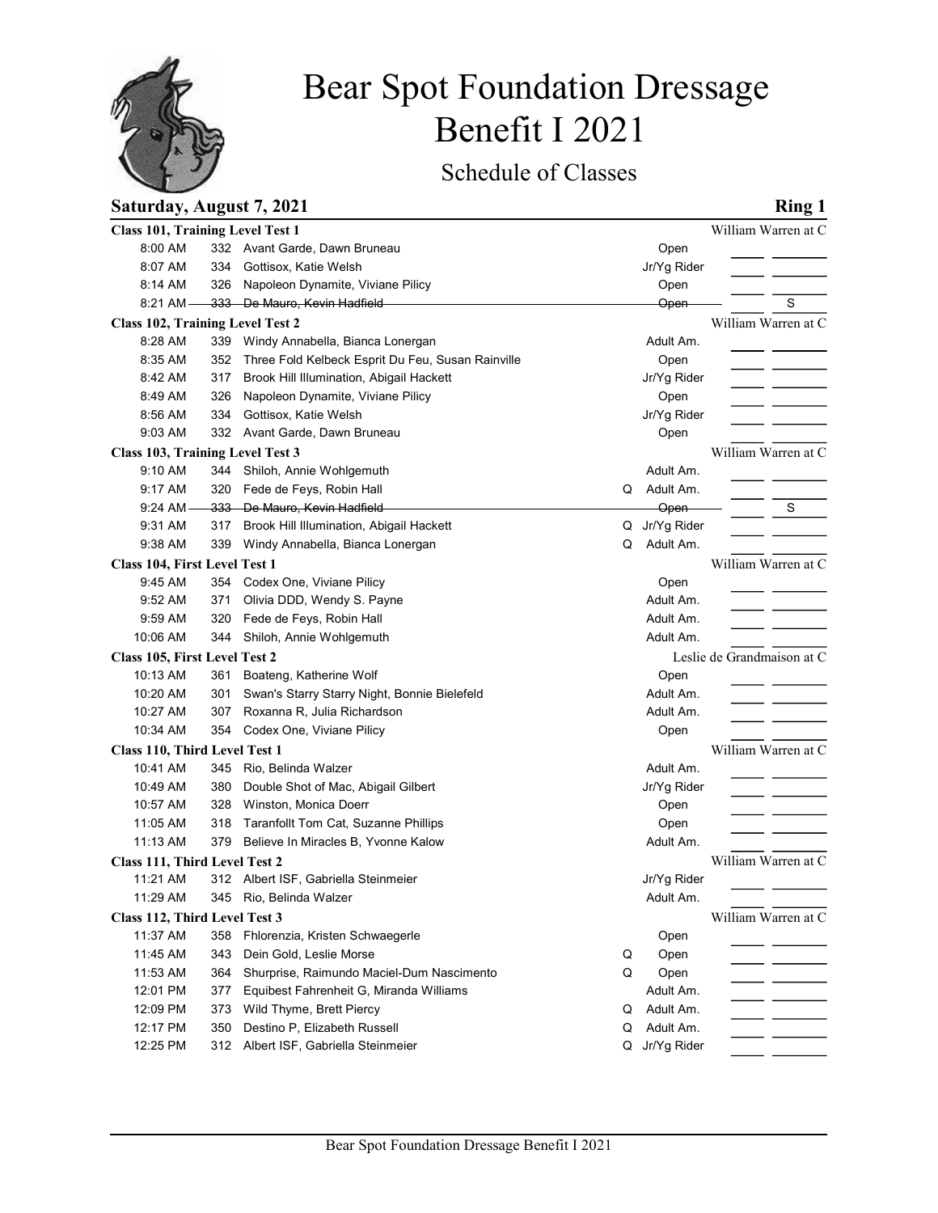# Bear Spot Foundation Dressage Benefit I 2021

## Schedule of Classes

**Saturday, August 7, 2021** **Ring 1**

**Class 101, Training Level Test 1** — William Warren at C

| Time | No. | Horse, Rider | Q | Division | |
|---|---|---|---|---|---|
| 8:00 AM | 332 | Avant Garde, Dawn Bruneau | | Open | |
| 8:07 AM | 334 | Gottisox, Katie Welsh | | Jr/Yg Rider | |
| 8:14 AM | 326 | Napoleon Dynamite, Viviane Pilicy | | Open | |
| ~~8:21 AM~~ | ~~333~~ | ~~De Mauro, Kevin Hadfield~~ | | ~~Open~~ | S |

**Class 102, Training Level Test 2** — William Warren at C

| Time | No. | Horse, Rider | Q | Division | |
|---|---|---|---|---|---|
| 8:28 AM | 339 | Windy Annabella, Bianca Lonergan | | Adult Am. | |
| 8:35 AM | 352 | Three Fold Kelbeck Esprit Du Feu, Susan Rainville | | Open | |
| 8:42 AM | 317 | Brook Hill Illumination, Abigail Hackett | | Jr/Yg Rider | |
| 8:49 AM | 326 | Napoleon Dynamite, Viviane Pilicy | | Open | |
| 8:56 AM | 334 | Gottisox, Katie Welsh | | Jr/Yg Rider | |
| 9:03 AM | 332 | Avant Garde, Dawn Bruneau | | Open | |

**Class 103, Training Level Test 3** — William Warren at C

| Time | No. | Horse, Rider | Q | Division | |
|---|---|---|---|---|---|
| 9:10 AM | 344 | Shiloh, Annie Wohlgemuth | | Adult Am. | |
| 9:17 AM | 320 | Fede de Feys, Robin Hall | Q | Adult Am. | |
| ~~9:24 AM~~ | ~~333~~ | ~~De Mauro, Kevin Hadfield~~ | | ~~Open~~ | S |
| 9:31 AM | 317 | Brook Hill Illumination, Abigail Hackett | Q | Jr/Yg Rider | |
| 9:38 AM | 339 | Windy Annabella, Bianca Lonergan | Q | Adult Am. | |

**Class 104, First Level Test 1** — William Warren at C

| Time | No. | Horse, Rider | Q | Division | |
|---|---|---|---|---|---|
| 9:45 AM | 354 | Codex One, Viviane Pilicy | | Open | |
| 9:52 AM | 371 | Olivia DDD, Wendy S. Payne | | Adult Am. | |
| 9:59 AM | 320 | Fede de Feys, Robin Hall | | Adult Am. | |
| 10:06 AM | 344 | Shiloh, Annie Wohlgemuth | | Adult Am. | |

**Class 105, First Level Test 2** — Leslie de Grandmaison at C

| Time | No. | Horse, Rider | Q | Division | |
|---|---|---|---|---|---|
| 10:13 AM | 361 | Boateng, Katherine Wolf | | Open | |
| 10:20 AM | 301 | Swan's Starry Starry Night, Bonnie Bielefeld | | Adult Am. | |
| 10:27 AM | 307 | Roxanna R, Julia Richardson | | Adult Am. | |
| 10:34 AM | 354 | Codex One, Viviane Pilicy | | Open | |

**Class 110, Third Level Test 1** — William Warren at C

| Time | No. | Horse, Rider | Q | Division | |
|---|---|---|---|---|---|
| 10:41 AM | 345 | Rio, Belinda Walzer | | Adult Am. | |
| 10:49 AM | 380 | Double Shot of Mac, Abigail Gilbert | | Jr/Yg Rider | |
| 10:57 AM | 328 | Winston, Monica Doerr | | Open | |
| 11:05 AM | 318 | Taranfollt Tom Cat, Suzanne Phillips | | Open | |
| 11:13 AM | 379 | Believe In Miracles B, Yvonne Kalow | | Adult Am. | |

**Class 111, Third Level Test 2** — William Warren at C

| Time | No. | Horse, Rider | Q | Division | |
|---|---|---|---|---|---|
| 11:21 AM | 312 | Albert ISF, Gabriella Steinmeier | | Jr/Yg Rider | |
| 11:29 AM | 345 | Rio, Belinda Walzer | | Adult Am. | |

**Class 112, Third Level Test 3** — William Warren at C

| Time | No. | Horse, Rider | Q | Division | |
|---|---|---|---|---|---|
| 11:37 AM | 358 | Fhlorenzia, Kristen Schwaegerle | | Open | |
| 11:45 AM | 343 | Dein Gold, Leslie Morse | Q | Open | |
| 11:53 AM | 364 | Shurprise, Raimundo Maciel-Dum Nascimento | Q | Open | |
| 12:01 PM | 377 | Equibest Fahrenheit G, Miranda Williams | | Adult Am. | |
| 12:09 PM | 373 | Wild Thyme, Brett Piercy | Q | Adult Am. | |
| 12:17 PM | 350 | Destino P, Elizabeth Russell | Q | Adult Am. | |
| 12:25 PM | 312 | Albert ISF, Gabriella Steinmeier | Q | Jr/Yg Rider | |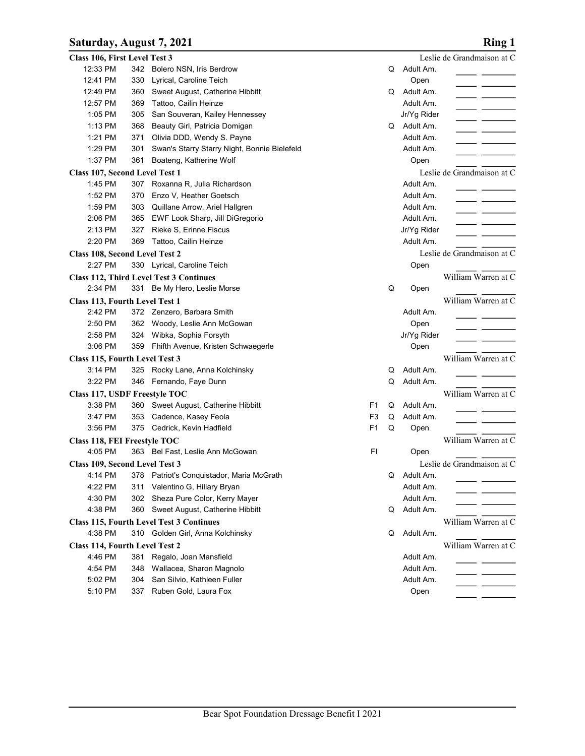## Saturday, August 7, 2021 — Ring 1

**Class 106, First Level Test 3** — Leslie de Grandmaison at C

| Time | No. | Horse, Rider | | Q | Division |
|---|---|---|---|---|---|
| 12:33 PM | 342 | Bolero NSN, Iris Berdrow | | Q | Adult Am. |
| 12:41 PM | 330 | Lyrical, Caroline Teich | | | Open |
| 12:49 PM | 360 | Sweet August, Catherine Hibbitt | | Q | Adult Am. |
| 12:57 PM | 369 | Tattoo, Cailin Heinze | | | Adult Am. |
| 1:05 PM | 305 | San Souveran, Kailey Hennessey | | | Jr/Yg Rider |
| 1:13 PM | 368 | Beauty Girl, Patricia Domigan | | Q | Adult Am. |
| 1:21 PM | 371 | Olivia DDD, Wendy S. Payne | | | Adult Am. |
| 1:29 PM | 301 | Swan's Starry Starry Night, Bonnie Bielefeld | | | Adult Am. |
| 1:37 PM | 361 | Boateng, Katherine Wolf | | | Open |

**Class 107, Second Level Test 1** — Leslie de Grandmaison at C

| Time | No. | Horse, Rider | | Q | Division |
|---|---|---|---|---|---|
| 1:45 PM | 307 | Roxanna R, Julia Richardson | | | Adult Am. |
| 1:52 PM | 370 | Enzo V, Heather Goetsch | | | Adult Am. |
| 1:59 PM | 303 | Quillane Arrow, Ariel Hallgren | | | Adult Am. |
| 2:06 PM | 365 | EWF Look Sharp, Jill DiGregorio | | | Adult Am. |
| 2:13 PM | 327 | Rieke S, Erinne Fiscus | | | Jr/Yg Rider |
| 2:20 PM | 369 | Tattoo, Cailin Heinze | | | Adult Am. |

**Class 108, Second Level Test 2** — Leslie de Grandmaison at C

| Time | No. | Horse, Rider | | Q | Division |
|---|---|---|---|---|---|
| 2:27 PM | 330 | Lyrical, Caroline Teich | | | Open |

**Class 112, Third Level Test 3 Continues** — William Warren at C

| Time | No. | Horse, Rider | | Q | Division |
|---|---|---|---|---|---|
| 2:34 PM | 331 | Be My Hero, Leslie Morse | | Q | Open |

**Class 113, Fourth Level Test 1** — William Warren at C

| Time | No. | Horse, Rider | | Q | Division |
|---|---|---|---|---|---|
| 2:42 PM | 372 | Zenzero, Barbara Smith | | | Adult Am. |
| 2:50 PM | 362 | Woody, Leslie Ann McGowan | | | Open |
| 2:58 PM | 324 | Wibka, Sophia Forsyth | | | Jr/Yg Rider |
| 3:06 PM | 359 | Fhifth Avenue, Kristen Schwaegerle | | | Open |

**Class 115, Fourth Level Test 3** — William Warren at C

| Time | No. | Horse, Rider | | Q | Division |
|---|---|---|---|---|---|
| 3:14 PM | 325 | Rocky Lane, Anna Kolchinsky | | Q | Adult Am. |
| 3:22 PM | 346 | Fernando, Faye Dunn | | Q | Adult Am. |

**Class 117, USDF Freestyle TOC** — William Warren at C

| Time | No. | Horse, Rider | | Q | Division |
|---|---|---|---|---|---|
| 3:38 PM | 360 | Sweet August, Catherine Hibbitt | F1 | Q | Adult Am. |
| 3:47 PM | 353 | Cadence, Kasey Feola | F3 | Q | Adult Am. |
| 3:56 PM | 375 | Cedrick, Kevin Hadfield | F1 | Q | Open |

**Class 118, FEI Freestyle TOC** — William Warren at C

| Time | No. | Horse, Rider | | Q | Division |
|---|---|---|---|---|---|
| 4:05 PM | 363 | Bel Fast, Leslie Ann McGowan | FI | | Open |

**Class 109, Second Level Test 3** — Leslie de Grandmaison at C

| Time | No. | Horse, Rider | | Q | Division |
|---|---|---|---|---|---|
| 4:14 PM | 378 | Patriot's Conquistador, Maria McGrath | | Q | Adult Am. |
| 4:22 PM | 311 | Valentino G, Hillary Bryan | | | Adult Am. |
| 4:30 PM | 302 | Sheza Pure Color, Kerry Mayer | | | Adult Am. |
| 4:38 PM | 360 | Sweet August, Catherine Hibbitt | | Q | Adult Am. |

**Class 115, Fourth Level Test 3 Continues** — William Warren at C

| Time | No. | Horse, Rider | | Q | Division |
|---|---|---|---|---|---|
| 4:38 PM | 310 | Golden Girl, Anna Kolchinsky | | Q | Adult Am. |

**Class 114, Fourth Level Test 2** — William Warren at C

| Time | No. | Horse, Rider | | Q | Division |
|---|---|---|---|---|---|
| 4:46 PM | 381 | Regalo, Joan Mansfield | | | Adult Am. |
| 4:54 PM | 348 | Wallacea, Sharon Magnolo | | | Adult Am. |
| 5:02 PM | 304 | San Silvio, Kathleen Fuller | | | Adult Am. |
| 5:10 PM | 337 | Ruben Gold, Laura Fox | | | Open |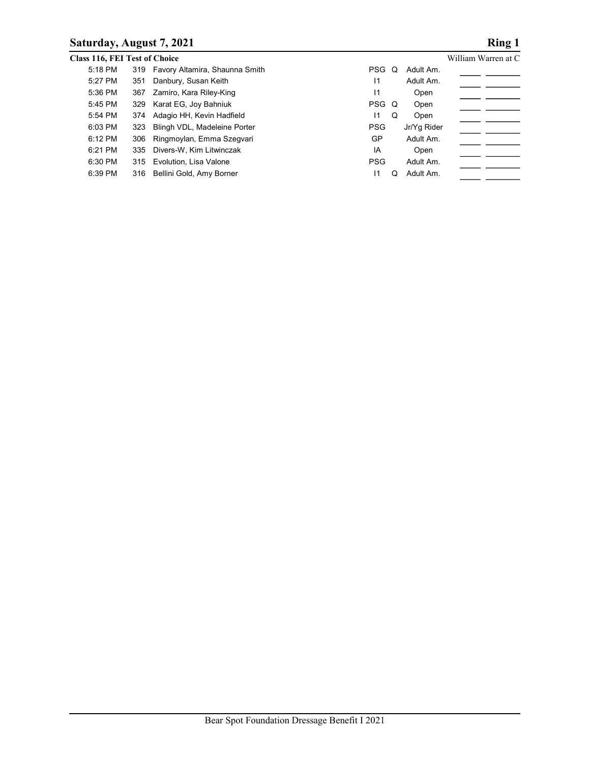## Saturday, August 7, 2021 — Ring 1

**Class 116, FEI Test of Choice** — William Warren at C

| Time | No. | Horse, Rider | Level | Q | Division | | |
|---|---|---|---|---|---|---|---|
| 5:18 PM | 319 | Favory Altamira, Shaunna Smith | PSG | Q | Adult Am. | | |
| 5:27 PM | 351 | Danbury, Susan Keith | I1 | | Adult Am. | | |
| 5:36 PM | 367 | Zamiro, Kara Riley-King | I1 | | Open | | |
| 5:45 PM | 329 | Karat EG, Joy Bahniuk | PSG | Q | Open | | |
| 5:54 PM | 374 | Adagio HH, Kevin Hadfield | I1 | Q | Open | | |
| 6:03 PM | 323 | Blingh VDL, Madeleine Porter | PSG | | Jr/Yg Rider | | |
| 6:12 PM | 306 | Ringmoylan, Emma Szegvari | GP | | Adult Am. | | |
| 6:21 PM | 335 | Divers-W, Kim Litwinczak | IA | | Open | | |
| 6:30 PM | 315 | Evolution, Lisa Valone | PSG | | Adult Am. | | |
| 6:39 PM | 316 | Bellini Gold, Amy Borner | I1 | Q | Adult Am. | | |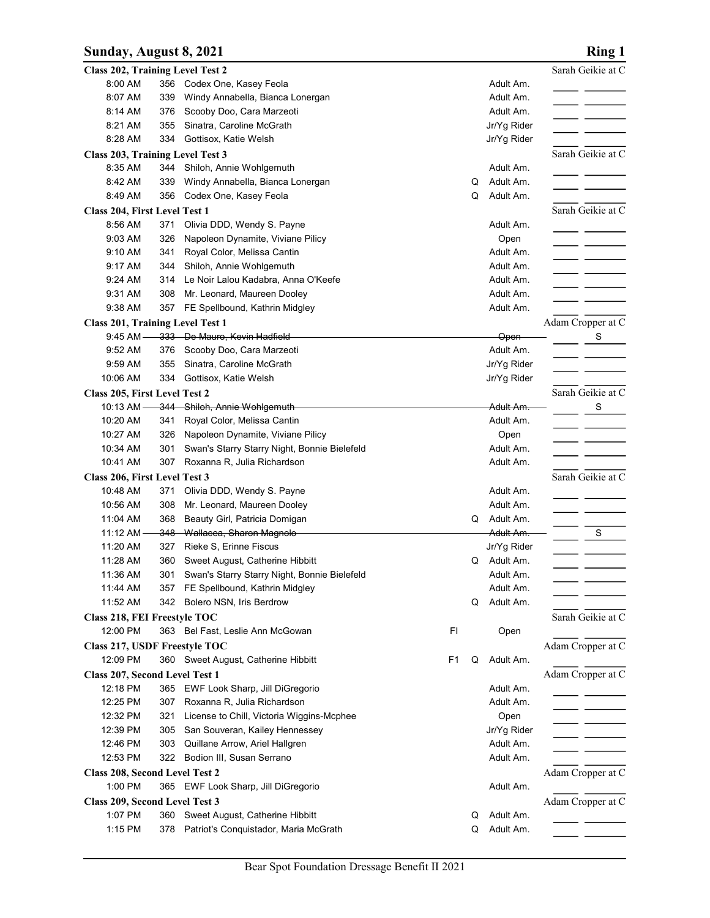## Sunday, August 8, 2021 — Ring 1

### Class 202, Training Level Test 2 — Sarah Geikie at C

| Time | No. | Horse, Rider | | | Division | |
|---|---|---|---|---|---|---|
| 8:00 AM | 356 | Codex One, Kasey Feola | | | Adult Am. | |
| 8:07 AM | 339 | Windy Annabella, Bianca Lonergan | | | Adult Am. | |
| 8:14 AM | 376 | Scooby Doo, Cara Marzeoti | | | Adult Am. | |
| 8:21 AM | 355 | Sinatra, Caroline McGrath | | | Jr/Yg Rider | |
| 8:28 AM | 334 | Gottisox, Katie Welsh | | | Jr/Yg Rider | |

### Class 203, Training Level Test 3 — Sarah Geikie at C

| Time | No. | Horse, Rider | | | Division | |
|---|---|---|---|---|---|---|
| 8:35 AM | 344 | Shiloh, Annie Wohlgemuth | | | Adult Am. | |
| 8:42 AM | 339 | Windy Annabella, Bianca Lonergan | | Q | Adult Am. | |
| 8:49 AM | 356 | Codex One, Kasey Feola | | Q | Adult Am. | |

### Class 204, First Level Test 1 — Sarah Geikie at C

| Time | No. | Horse, Rider | | | Division | |
|---|---|---|---|---|---|---|
| 8:56 AM | 371 | Olivia DDD, Wendy S. Payne | | | Adult Am. | |
| 9:03 AM | 326 | Napoleon Dynamite, Viviane Pilicy | | | Open | |
| 9:10 AM | 341 | Royal Color, Melissa Cantin | | | Adult Am. | |
| 9:17 AM | 344 | Shiloh, Annie Wohlgemuth | | | Adult Am. | |
| 9:24 AM | 314 | Le Noir Lalou Kadabra, Anna O'Keefe | | | Adult Am. | |
| 9:31 AM | 308 | Mr. Leonard, Maureen Dooley | | | Adult Am. | |
| 9:38 AM | 357 | FE Spellbound, Kathrin Midgley | | | Adult Am. | |

### Class 201, Training Level Test 1 — Adam Cropper at C

| Time | No. | Horse, Rider | | | Division | |
|---|---|---|---|---|---|---|
| ~~9:45 AM~~ | ~~333~~ | ~~De Mauro, Kevin Hadfield~~ | | | ~~Open~~ | S |
| 9:52 AM | 376 | Scooby Doo, Cara Marzeoti | | | Adult Am. | |
| 9:59 AM | 355 | Sinatra, Caroline McGrath | | | Jr/Yg Rider | |
| 10:06 AM | 334 | Gottisox, Katie Welsh | | | Jr/Yg Rider | |

### Class 205, First Level Test 2 — Sarah Geikie at C

| Time | No. | Horse, Rider | | | Division | |
|---|---|---|---|---|---|---|
| ~~10:13 AM~~ | ~~344~~ | ~~Shiloh, Annie Wohlgemuth~~ | | | ~~Adult Am.~~ | S |
| 10:20 AM | 341 | Royal Color, Melissa Cantin | | | Adult Am. | |
| 10:27 AM | 326 | Napoleon Dynamite, Viviane Pilicy | | | Open | |
| 10:34 AM | 301 | Swan's Starry Starry Night, Bonnie Bielefeld | | | Adult Am. | |
| 10:41 AM | 307 | Roxanna R, Julia Richardson | | | Adult Am. | |

### Class 206, First Level Test 3 — Sarah Geikie at C

| Time | No. | Horse, Rider | | | Division | |
|---|---|---|---|---|---|---|
| 10:48 AM | 371 | Olivia DDD, Wendy S. Payne | | | Adult Am. | |
| 10:56 AM | 308 | Mr. Leonard, Maureen Dooley | | | Adult Am. | |
| 11:04 AM | 368 | Beauty Girl, Patricia Domigan | | Q | Adult Am. | |
| ~~11:12 AM~~ | ~~348~~ | ~~Wallacea, Sharon Magnolo~~ | | | ~~Adult Am.~~ | S |
| 11:20 AM | 327 | Rieke S, Erinne Fiscus | | | Jr/Yg Rider | |
| 11:28 AM | 360 | Sweet August, Catherine Hibbitt | | Q | Adult Am. | |
| 11:36 AM | 301 | Swan's Starry Starry Night, Bonnie Bielefeld | | | Adult Am. | |
| 11:44 AM | 357 | FE Spellbound, Kathrin Midgley | | | Adult Am. | |
| 11:52 AM | 342 | Bolero NSN, Iris Berdrow | | Q | Adult Am. | |

### Class 218, FEI Freestyle TOC — Sarah Geikie at C

| Time | No. | Horse, Rider | | | Division | |
|---|---|---|---|---|---|---|
| 12:00 PM | 363 | Bel Fast, Leslie Ann McGowan | FI | | Open | |

### Class 217, USDF Freestyle TOC — Adam Cropper at C

| Time | No. | Horse, Rider | | | Division | |
|---|---|---|---|---|---|---|
| 12:09 PM | 360 | Sweet August, Catherine Hibbitt | F1 | Q | Adult Am. | |

### Class 207, Second Level Test 1 — Adam Cropper at C

| Time | No. | Horse, Rider | | | Division | |
|---|---|---|---|---|---|---|
| 12:18 PM | 365 | EWF Look Sharp, Jill DiGregorio | | | Adult Am. | |
| 12:25 PM | 307 | Roxanna R, Julia Richardson | | | Adult Am. | |
| 12:32 PM | 321 | License to Chill, Victoria Wiggins-Mcphee | | | Open | |
| 12:39 PM | 305 | San Souveran, Kailey Hennessey | | | Jr/Yg Rider | |
| 12:46 PM | 303 | Quillane Arrow, Ariel Hallgren | | | Adult Am. | |
| 12:53 PM | 322 | Bodion III, Susan Serrano | | | Adult Am. | |

### Class 208, Second Level Test 2 — Adam Cropper at C

| Time | No. | Horse, Rider | | | Division | |
|---|---|---|---|---|---|---|
| 1:00 PM | 365 | EWF Look Sharp, Jill DiGregorio | | | Adult Am. | |

### Class 209, Second Level Test 3 — Adam Cropper at C

| Time | No. | Horse, Rider | | | Division | |
|---|---|---|---|---|---|---|
| 1:07 PM | 360 | Sweet August, Catherine Hibbitt | | Q | Adult Am. | |
| 1:15 PM | 378 | Patriot's Conquistador, Maria McGrath | | Q | Adult Am. | |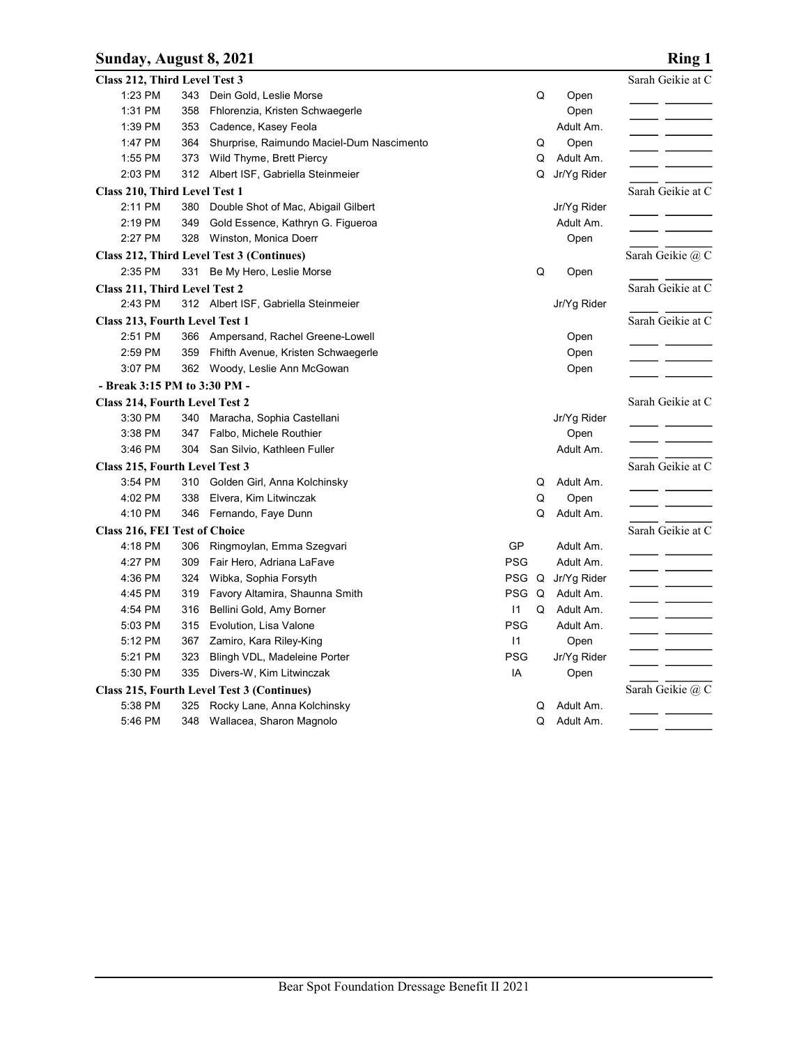## Sunday, August 8, 2021 — Ring 1

| Time | No. | Horse, Rider | Level | Q | Division | Judge |
|---|---|---|---|---|---|---|
| **Class 212, Third Level Test 3** | | | | | | Sarah Geikie at C |
| 1:23 PM | 343 | Dein Gold, Leslie Morse | | Q | Open | |
| 1:31 PM | 358 | Fhlorenzia, Kristen Schwaegerle | | | Open | |
| 1:39 PM | 353 | Cadence, Kasey Feola | | | Adult Am. | |
| 1:47 PM | 364 | Shurprise, Raimundo Maciel-Dum Nascimento | | Q | Open | |
| 1:55 PM | 373 | Wild Thyme, Brett Piercy | | Q | Adult Am. | |
| 2:03 PM | 312 | Albert ISF, Gabriella Steinmeier | | Q | Jr/Yg Rider | |
| **Class 210, Third Level Test 1** | | | | | | Sarah Geikie at C |
| 2:11 PM | 380 | Double Shot of Mac, Abigail Gilbert | | | Jr/Yg Rider | |
| 2:19 PM | 349 | Gold Essence, Kathryn G. Figueroa | | | Adult Am. | |
| 2:27 PM | 328 | Winston, Monica Doerr | | | Open | |
| **Class 212, Third Level Test 3 (Continues)** | | | | | | Sarah Geikie @ C |
| 2:35 PM | 331 | Be My Hero, Leslie Morse | | Q | Open | |
| **Class 211, Third Level Test 2** | | | | | | Sarah Geikie at C |
| 2:43 PM | 312 | Albert ISF, Gabriella Steinmeier | | | Jr/Yg Rider | |
| **Class 213, Fourth Level Test 1** | | | | | | Sarah Geikie at C |
| 2:51 PM | 366 | Ampersand, Rachel Greene-Lowell | | | Open | |
| 2:59 PM | 359 | Fhifth Avenue, Kristen Schwaegerle | | | Open | |
| 3:07 PM | 362 | Woody, Leslie Ann McGowan | | | Open | |
| **- Break 3:15 PM to 3:30 PM -** | | | | | | |
| **Class 214, Fourth Level Test 2** | | | | | | Sarah Geikie at C |
| 3:30 PM | 340 | Maracha, Sophia Castellani | | | Jr/Yg Rider | |
| 3:38 PM | 347 | Falbo, Michele Routhier | | | Open | |
| 3:46 PM | 304 | San Silvio, Kathleen Fuller | | | Adult Am. | |
| **Class 215, Fourth Level Test 3** | | | | | | Sarah Geikie at C |
| 3:54 PM | 310 | Golden Girl, Anna Kolchinsky | | Q | Adult Am. | |
| 4:02 PM | 338 | Elvera, Kim Litwinczak | | Q | Open | |
| 4:10 PM | 346 | Fernando, Faye Dunn | | Q | Adult Am. | |
| **Class 216, FEI Test of Choice** | | | | | | Sarah Geikie at C |
| 4:18 PM | 306 | Ringmoylan, Emma Szegvari | GP | | Adult Am. | |
| 4:27 PM | 309 | Fair Hero, Adriana LaFave | PSG | | Adult Am. | |
| 4:36 PM | 324 | Wibka, Sophia Forsyth | PSG | Q | Jr/Yg Rider | |
| 4:45 PM | 319 | Favory Altamira, Shaunna Smith | PSG | Q | Adult Am. | |
| 4:54 PM | 316 | Bellini Gold, Amy Borner | I1 | Q | Adult Am. | |
| 5:03 PM | 315 | Evolution, Lisa Valone | PSG | | Adult Am. | |
| 5:12 PM | 367 | Zamiro, Kara Riley-King | I1 | | Open | |
| 5:21 PM | 323 | Blingh VDL, Madeleine Porter | PSG | | Jr/Yg Rider | |
| 5:30 PM | 335 | Divers-W, Kim Litwinczak | IA | | Open | |
| **Class 215, Fourth Level Test 3 (Continues)** | | | | | | Sarah Geikie @ C |
| 5:38 PM | 325 | Rocky Lane, Anna Kolchinsky | | Q | Adult Am. | |
| 5:46 PM | 348 | Wallacea, Sharon Magnolo | | Q | Adult Am. | |